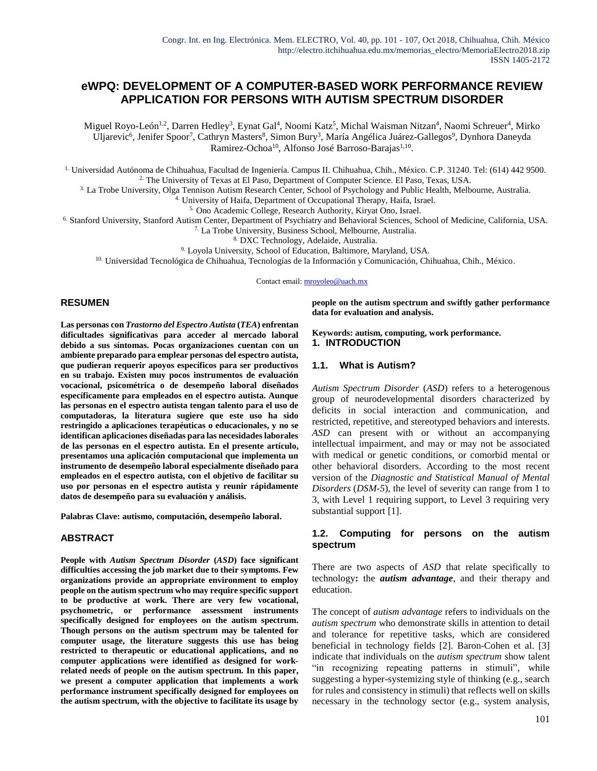# eWPQ: DEVELOPMENT OF A COMPUTER-BASED WORK PERFORMANCE REVIEW APPLICATION FOR PERSONS WITH AUTISM SPECTRUM DISORDER

Miguel Royo-León[1,2], Darren Hedley[3], Eynat Gal[4], Noomi Katz[5], Michal Waisman Nitzan[4], Naomi Schreuer[4], Mirko Uljarevic[6], Jenifer Spoor[7], Cathryn Masters[8], Simon Bury[3], María Angélica Juárez-Gallegos[9], Dynhora Daneyda Ramirez-Ochoa[10], Alfonso José Barroso-Barajas[1,10].

[1] Universidad Autónoma de Chihuahua, Facultad de Ingeniería. Campus II. Chihuahua, Chih., México. C.P. 31240. Tel: (614) 442 9500.
[2] The University of Texas at El Paso, Department of Computer Science. El Paso, Texas, USA.
[3] La Trobe University, Olga Tennison Autism Research Center, School of Psychology and Public Health, Melbourne, Australia.
[4] University of Haifa, Department of Occupational Therapy, Haifa, Israel.
[5] Ono Academic College, Research Authority, Kiryat Ono, Israel.
[6] Stanford University, Stanford Autism Center, Department of Psychiatry and Behavioral Sciences, School of Medicine, California, USA.
[7] La Trobe University, Business School, Melbourne, Australia.
[8] DXC Technology, Adelaide, Australia.
[9] Loyola University, School of Education, Baltimore, Maryland, USA.
[10] Universidad Tecnológica de Chihuahua, Tecnologías de la Información y Comunicación, Chihuahua, Chih., México.

Contact email: mroyoleo@uach.mx

## RESUMEN

**Las personas con *Trastorno del Espectro Autista* (*TEA*) enfrentan dificultades significativas para acceder al mercado laboral debido a sus síntomas. Pocas organizaciones cuentan con un ambiente preparado para emplear personas del espectro autista, que pudieran requerir apoyos específicos para ser productivos en su trabajo. Existen muy pocos instrumentos de evaluación vocacional, psicométrica o de desempeño laboral diseñados específicamente para empleados en el espectro autista. Aunque las personas en el espectro autista tengan talento para el uso de computadoras, la literatura sugiere que este uso ha sido restringido a aplicaciones terapéuticas o educacionales, y no se identifican aplicaciones diseñadas para las necesidades laborales de las personas en el espectro autista. En el presente artículo, presentamos una aplicación computacional que implementa un instrumento de desempeño laboral especialmente diseñado para empleados en el espectro autista, con el objetivo de facilitar su uso por personas en el espectro autista y reunir rápidamente datos de desempeño para su evaluación y análisis.**

**Palabras Clave: autismo, computación, desempeño laboral.**

## ABSTRACT

**People with *Autism Spectrum Disorder* (*ASD*) face significant difficulties accessing the job market due to their symptoms. Few organizations provide an appropriate environment to employ people on the autism spectrum who may require specific support to be productive at work. There are very few vocational, psychometric, or performance assessment instruments specifically designed for employees on the autism spectrum. Though persons on the autism spectrum may be talented for computer usage, the literature suggests this use has being restricted to therapeutic or educational applications, and no computer applications were identified as designed for work-related needs of people on the autism spectrum. In this paper, we present a computer application that implements a work performance instrument specifically designed for employees on the autism spectrum, with the objective to facilitate its usage by people on the autism spectrum and swiftly gather performance data for evaluation and analysis.**

**Keywords: autism, computing, work performance.**

## 1. INTRODUCTION

### 1.1. What is Autism?

*Autism Spectrum Disorder* (*ASD*) refers to a heterogenous group of neurodevelopmental disorders characterized by deficits in social interaction and communication, and restricted, repetitive, and stereotyped behaviors and interests. *ASD* can present with or without an accompanying intellectual impairment, and may or may not be associated with medical or genetic conditions, or comorbid mental or other behavioral disorders. According to the most recent version of the *Diagnostic and Statistical Manual of Mental Disorders* (*DSM-5*), the level of severity can range from 1 to 3, with Level 1 requiring support, to Level 3 requiring very substantial support [1].

### 1.2. Computing for persons on the autism spectrum

There are two aspects of *ASD* that relate specifically to technology**:** the ***autism advantage***, and their therapy and education.

The concept of *autism advantage* refers to individuals on the *autism spectrum* who demonstrate skills in attention to detail and tolerance for repetitive tasks, which are considered beneficial in technology fields [2]. Baron-Cohen et al. [3] indicate that individuals on the *autism spectrum* show talent "in recognizing repeating patterns in stimuli", while suggesting a hyper-systemizing style of thinking (e.g., search for rules and consistency in stimuli) that reflects well on skills necessary in the technology sector (e.g., system analysis,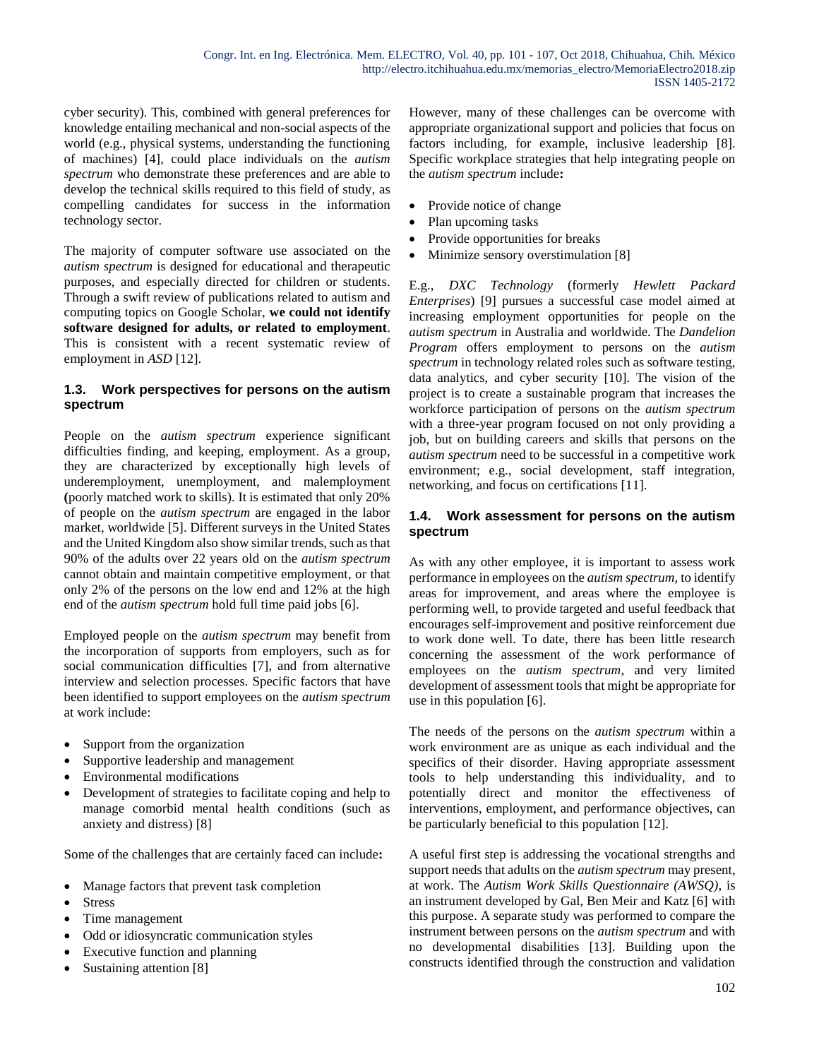cyber security). This, combined with general preferences for knowledge entailing mechanical and non-social aspects of the world (e.g., physical systems, understanding the functioning of machines) [4], could place individuals on the *autism spectrum* who demonstrate these preferences and are able to develop the technical skills required to this field of study, as compelling candidates for success in the information technology sector.

The majority of computer software use associated on the *autism spectrum* is designed for educational and therapeutic purposes, and especially directed for children or students. Through a swift review of publications related to autism and computing topics on Google Scholar, **we could not identify software designed for adults, or related to employment**. This is consistent with a recent systematic review of employment in *ASD* [12].

### 1.3. Work perspectives for persons on the autism spectrum

People on the *autism spectrum* experience significant difficulties finding, and keeping, employment. As a group, they are characterized by exceptionally high levels of underemployment, unemployment, and malemployment **(**poorly matched work to skills). It is estimated that only 20% of people on the *autism spectrum* are engaged in the labor market, worldwide [5]. Different surveys in the United States and the United Kingdom also show similar trends, such as that 90% of the adults over 22 years old on the *autism spectrum* cannot obtain and maintain competitive employment, or that only 2% of the persons on the low end and 12% at the high end of the *autism spectrum* hold full time paid jobs [6].

Employed people on the *autism spectrum* may benefit from the incorporation of supports from employers, such as for social communication difficulties [7], and from alternative interview and selection processes. Specific factors that have been identified to support employees on the *autism spectrum* at work include:

- Support from the organization
- Supportive leadership and management
- Environmental modifications
- Development of strategies to facilitate coping and help to manage comorbid mental health conditions (such as anxiety and distress) [8]

Some of the challenges that are certainly faced can include**:**

- Manage factors that prevent task completion
- Stress
- Time management
- Odd or idiosyncratic communication styles
- Executive function and planning
- Sustaining attention [8]

However, many of these challenges can be overcome with appropriate organizational support and policies that focus on factors including, for example, inclusive leadership [8]. Specific workplace strategies that help integrating people on the *autism spectrum* include**:**

- Provide notice of change
- Plan upcoming tasks
- Provide opportunities for breaks
- Minimize sensory overstimulation [8]

E.g., *DXC Technology* (formerly *Hewlett Packard Enterprises*) [9] pursues a successful case model aimed at increasing employment opportunities for people on the *autism spectrum* in Australia and worldwide. The *Dandelion Program* offers employment to persons on the *autism spectrum* in technology related roles such as software testing, data analytics, and cyber security [10]. The vision of the project is to create a sustainable program that increases the workforce participation of persons on the *autism spectrum* with a three-year program focused on not only providing a job, but on building careers and skills that persons on the *autism spectrum* need to be successful in a competitive work environment; e.g., social development, staff integration, networking, and focus on certifications [11].

### 1.4. Work assessment for persons on the autism spectrum

As with any other employee, it is important to assess work performance in employees on the *autism spectrum*, to identify areas for improvement, and areas where the employee is performing well, to provide targeted and useful feedback that encourages self-improvement and positive reinforcement due to work done well. To date, there has been little research concerning the assessment of the work performance of employees on the *autism spectrum*, and very limited development of assessment tools that might be appropriate for use in this population [6].

The needs of the persons on the *autism spectrum* within a work environment are as unique as each individual and the specifics of their disorder. Having appropriate assessment tools to help understanding this individuality, and to potentially direct and monitor the effectiveness of interventions, employment, and performance objectives, can be particularly beneficial to this population [12].

A useful first step is addressing the vocational strengths and support needs that adults on the *autism spectrum* may present, at work. The *Autism Work Skills Questionnaire (AWSQ)*, is an instrument developed by Gal, Ben Meir and Katz [6] with this purpose. A separate study was performed to compare the instrument between persons on the *autism spectrum* and with no developmental disabilities [13]. Building upon the constructs identified through the construction and validation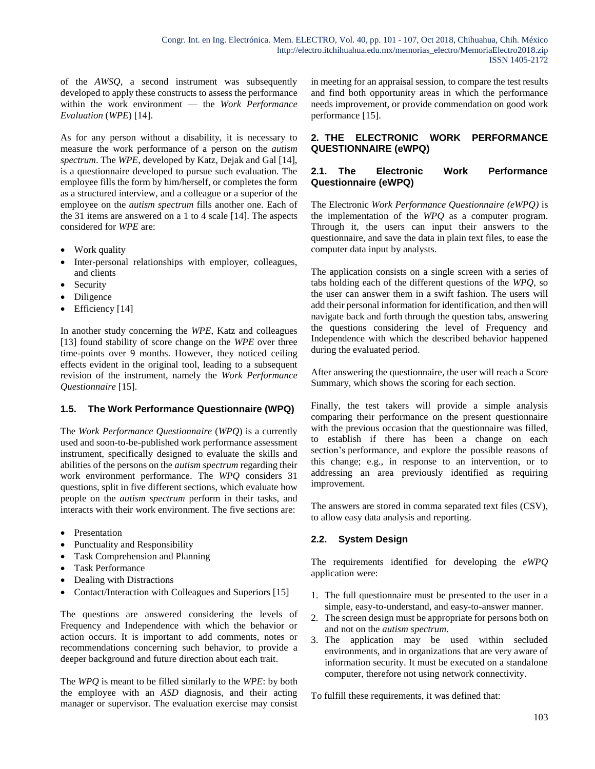of the *AWSQ*, a second instrument was subsequently developed to apply these constructs to assess the performance within the work environment — the *Work Performance Evaluation* (*WPE*) [14].

As for any person without a disability, it is necessary to measure the work performance of a person on the *autism spectrum*. The *WPE*, developed by Katz, Dejak and Gal [14], is a questionnaire developed to pursue such evaluation. The employee fills the form by him/herself, or completes the form as a structured interview, and a colleague or a superior of the employee on the *autism spectrum* fills another one. Each of the 31 items are answered on a 1 to 4 scale [14]. The aspects considered for *WPE* are:

- Work quality
- Inter-personal relationships with employer, colleagues, and clients
- Security
- Diligence
- Efficiency [14]

In another study concerning the *WPE*, Katz and colleagues [13] found stability of score change on the *WPE* over three time-points over 9 months. However, they noticed ceiling effects evident in the original tool, leading to a subsequent revision of the instrument, namely the *Work Performance Questionnaire* [15].

### 1.5. The Work Performance Questionnaire (WPQ)

The *Work Performance Questionnaire* (*WPQ*) is a currently used and soon-to-be-published work performance assessment instrument, specifically designed to evaluate the skills and abilities of the persons on the *autism spectrum* regarding their work environment performance. The *WPQ* considers 31 questions, split in five different sections, which evaluate how people on the *autism spectrum* perform in their tasks, and interacts with their work environment. The five sections are:

- Presentation
- Punctuality and Responsibility
- Task Comprehension and Planning
- Task Performance
- Dealing with Distractions
- Contact/Interaction with Colleagues and Superiors [15]

The questions are answered considering the levels of Frequency and Independence with which the behavior or action occurs. It is important to add comments, notes or recommendations concerning such behavior, to provide a deeper background and future direction about each trait.

The *WPQ* is meant to be filled similarly to the *WPE*: by both the employee with an *ASD* diagnosis, and their acting manager or supervisor. The evaluation exercise may consist in meeting for an appraisal session, to compare the test results and find both opportunity areas in which the performance needs improvement, or provide commendation on good work performance [15].

## 2. THE ELECTRONIC WORK PERFORMANCE QUESTIONNAIRE (eWPQ)

### 2.1. The Electronic Work Performance Questionnaire (eWPQ)

The Electronic *Work Performance Questionnaire (eWPQ)* is the implementation of the *WPQ* as a computer program. Through it, the users can input their answers to the questionnaire, and save the data in plain text files, to ease the computer data input by analysts.

The application consists on a single screen with a series of tabs holding each of the different questions of the *WPQ*, so the user can answer them in a swift fashion. The users will add their personal information for identification, and then will navigate back and forth through the question tabs, answering the questions considering the level of Frequency and Independence with which the described behavior happened during the evaluated period.

After answering the questionnaire, the user will reach a Score Summary, which shows the scoring for each section.

Finally, the test takers will provide a simple analysis comparing their performance on the present questionnaire with the previous occasion that the questionnaire was filled, to establish if there has been a change on each section's performance, and explore the possible reasons of this change; e.g., in response to an intervention, or to addressing an area previously identified as requiring improvement.

The answers are stored in comma separated text files (CSV), to allow easy data analysis and reporting.

### 2.2. System Design

The requirements identified for developing the *eWPQ* application were:

1. The full questionnaire must be presented to the user in a simple, easy-to-understand, and easy-to-answer manner.
2. The screen design must be appropriate for persons both on and not on the *autism spectrum*.
3. The application may be used within secluded environments, and in organizations that are very aware of information security. It must be executed on a standalone computer, therefore not using network connectivity.

To fulfill these requirements, it was defined that: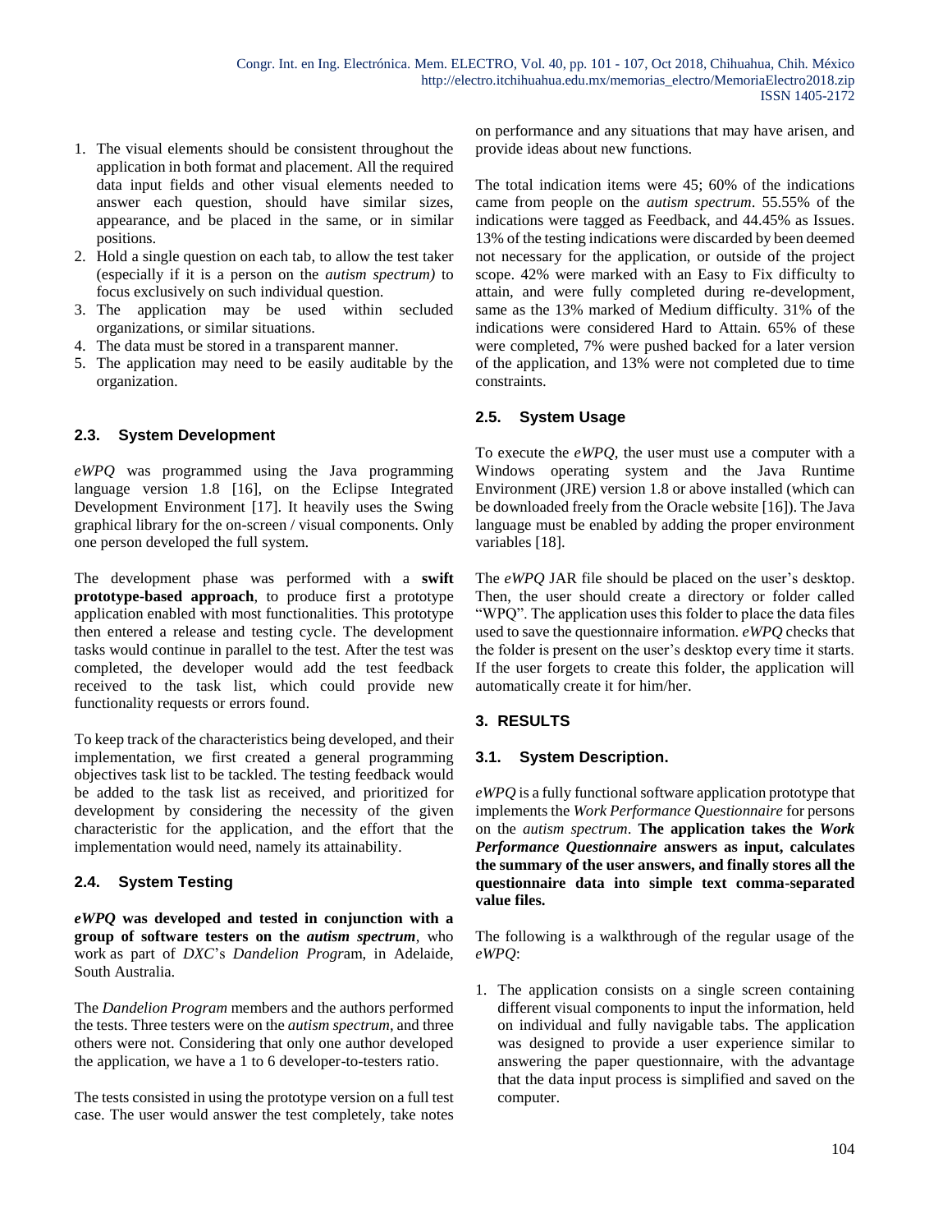1. The visual elements should be consistent throughout the application in both format and placement. All the required data input fields and other visual elements needed to answer each question, should have similar sizes, appearance, and be placed in the same, or in similar positions.
2. Hold a single question on each tab, to allow the test taker (especially if it is a person on the *autism spectrum)* to focus exclusively on such individual question.
3. The application may be used within secluded organizations, or similar situations.
4. The data must be stored in a transparent manner.
5. The application may need to be easily auditable by the organization.

### 2.3. System Development

*eWPQ* was programmed using the Java programming language version 1.8 [16], on the Eclipse Integrated Development Environment [17]. It heavily uses the Swing graphical library for the on-screen / visual components. Only one person developed the full system.

The development phase was performed with a **swift prototype-based approach**, to produce first a prototype application enabled with most functionalities. This prototype then entered a release and testing cycle. The development tasks would continue in parallel to the test. After the test was completed, the developer would add the test feedback received to the task list, which could provide new functionality requests or errors found.

To keep track of the characteristics being developed, and their implementation, we first created a general programming objectives task list to be tackled. The testing feedback would be added to the task list as received, and prioritized for development by considering the necessity of the given characteristic for the application, and the effort that the implementation would need, namely its attainability.

### 2.4. System Testing

***eWPQ* was developed and tested in conjunction with a group of software testers on the *autism spectrum***, who work as part of *DXC*'s *Dandelion Progr*am, in Adelaide, South Australia.

The *Dandelion Program* members and the authors performed the tests. Three testers were on the *autism spectrum,* and three others were not. Considering that only one author developed the application, we have a 1 to 6 developer-to-testers ratio.

The tests consisted in using the prototype version on a full test case. The user would answer the test completely, take notes on performance and any situations that may have arisen, and provide ideas about new functions.

The total indication items were 45; 60% of the indications came from people on the *autism spectrum*. 55.55% of the indications were tagged as Feedback, and 44.45% as Issues. 13% of the testing indications were discarded by been deemed not necessary for the application, or outside of the project scope. 42% were marked with an Easy to Fix difficulty to attain, and were fully completed during re-development, same as the 13% marked of Medium difficulty. 31% of the indications were considered Hard to Attain. 65% of these were completed, 7% were pushed backed for a later version of the application, and 13% were not completed due to time constraints.

### 2.5. System Usage

To execute the *eWPQ*, the user must use a computer with a Windows operating system and the Java Runtime Environment (JRE) version 1.8 or above installed (which can be downloaded freely from the Oracle website [16]). The Java language must be enabled by adding the proper environment variables [18].

The *eWPQ* JAR file should be placed on the user's desktop. Then, the user should create a directory or folder called "WPQ". The application uses this folder to place the data files used to save the questionnaire information. *eWPQ* checks that the folder is present on the user's desktop every time it starts. If the user forgets to create this folder, the application will automatically create it for him/her.

## 3. RESULTS

### 3.1. System Description.

*eWPQ* is a fully functional software application prototype that implements the *Work Performance Questionnaire* for persons on the *autism spectrum*. **The application takes the *Work Performance Questionnaire* answers as input, calculates the summary of the user answers, and finally stores all the questionnaire data into simple text comma-separated value files.**

The following is a walkthrough of the regular usage of the *eWPQ*:

1. The application consists on a single screen containing different visual components to input the information, held on individual and fully navigable tabs. The application was designed to provide a user experience similar to answering the paper questionnaire, with the advantage that the data input process is simplified and saved on the computer.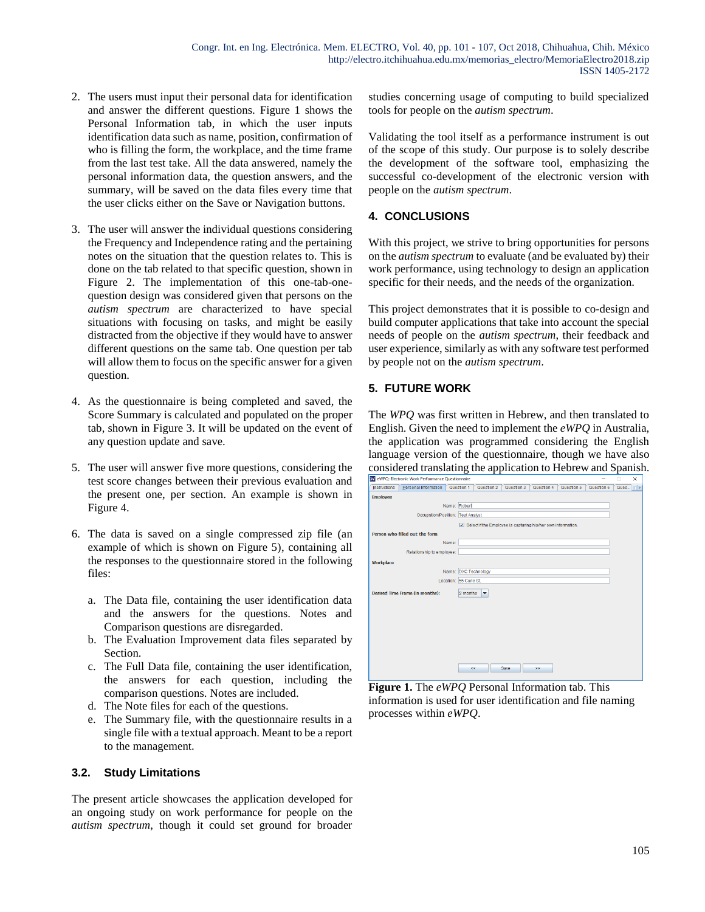2. The users must input their personal data for identification and answer the different questions. Figure 1 shows the Personal Information tab, in which the user inputs identification data such as name, position, confirmation of who is filling the form, the workplace, and the time frame from the last test take. All the data answered, namely the personal information data, the question answers, and the summary, will be saved on the data files every time that the user clicks either on the Save or Navigation buttons.

3. The user will answer the individual questions considering the Frequency and Independence rating and the pertaining notes on the situation that the question relates to. This is done on the tab related to that specific question, shown in Figure 2. The implementation of this one-tab-one-question design was considered given that persons on the *autism spectrum* are characterized to have special situations with focusing on tasks, and might be easily distracted from the objective if they would have to answer different questions on the same tab. One question per tab will allow them to focus on the specific answer for a given question.

4. As the questionnaire is being completed and saved, the Score Summary is calculated and populated on the proper tab, shown in Figure 3. It will be updated on the event of any question update and save.

5. The user will answer five more questions, considering the test score changes between their previous evaluation and the present one, per section. An example is shown in Figure 4.

6. The data is saved on a single compressed zip file (an example of which is shown on Figure 5), containing all the responses to the questionnaire stored in the following files:

   a. The Data file, containing the user identification data and the answers for the questions. Notes and Comparison questions are disregarded.
   b. The Evaluation Improvement data files separated by Section.
   c. The Full Data file, containing the user identification, the answers for each question, including the comparison questions. Notes are included.
   d. The Note files for each of the questions.
   e. The Summary file, with the questionnaire results in a single file with a textual approach. Meant to be a report to the management.

### 3.2. Study Limitations

The present article showcases the application developed for an ongoing study on work performance for people on the *autism spectrum*, though it could set ground for broader studies concerning usage of computing to build specialized tools for people on the *autism spectrum*.

Validating the tool itself as a performance instrument is out of the scope of this study. Our purpose is to solely describe the development of the software tool, emphasizing the successful co-development of the electronic version with people on the *autism spectrum*.

## 4. CONCLUSIONS

With this project, we strive to bring opportunities for persons on the *autism spectrum* to evaluate (and be evaluated by) their work performance, using technology to design an application specific for their needs, and the needs of the organization.

This project demonstrates that it is possible to co-design and build computer applications that take into account the special needs of people on the *autism spectrum*, their feedback and user experience, similarly as with any software test performed by people not on the *autism spectrum*.

## 5. FUTURE WORK

The *WPQ* was first written in Hebrew, and then translated to English. Given the need to implement the *eWPQ* in Australia, the application was programmed considering the English language version of the questionnaire, though we have also considered translating the application to Hebrew and Spanish.

**Figure 1.** The *eWPQ* Personal Information tab. This information is used for user identification and file naming processes within *eWPQ*.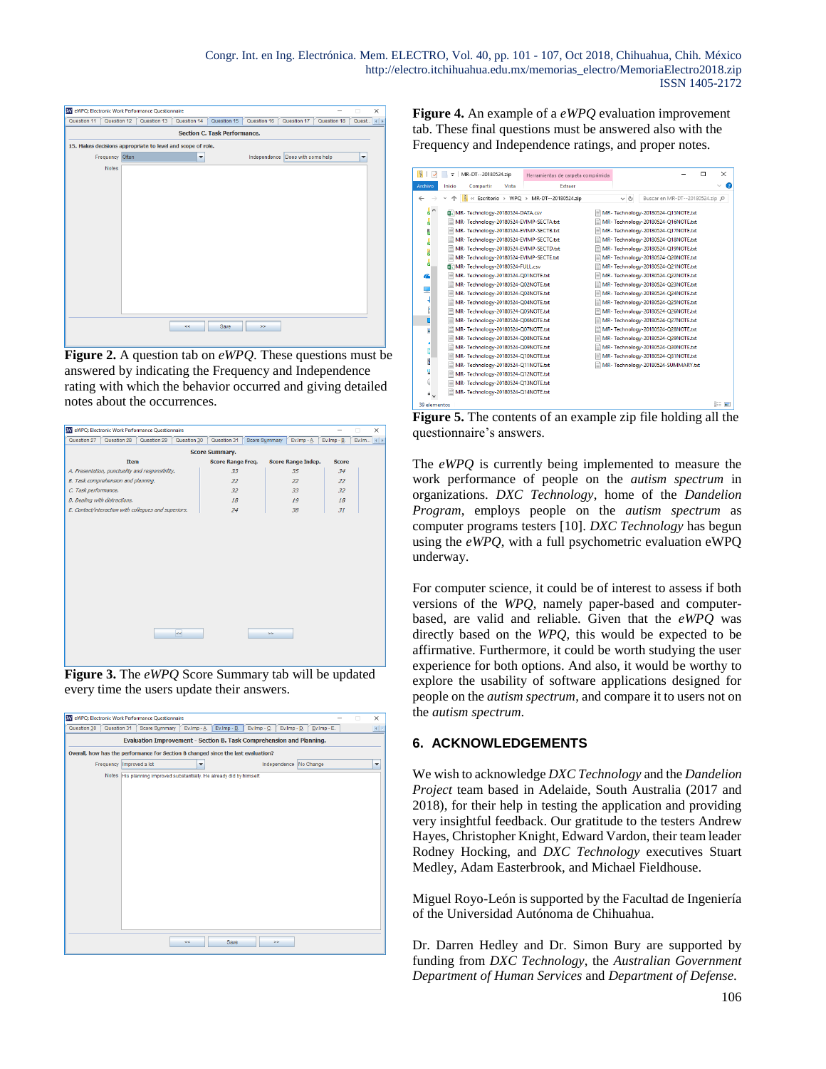**Figure 2.** A question tab on *eWPQ*. These questions must be answered by indicating the Frequency and Independence rating with which the behavior occurred and giving detailed notes about the occurrences.

**Figure 3.** The *eWPQ* Score Summary tab will be updated every time the users update their answers.

**Figure 4.** An example of a *eWPQ* evaluation improvement tab. These final questions must be answered also with the Frequency and Independence ratings, and proper notes.

**Figure 5.** The contents of an example zip file holding all the questionnaire's answers.

The *eWPQ* is currently being implemented to measure the work performance of people on the *autism spectrum* in organizations. *DXC Technology*, home of the *Dandelion Program*, employs people on the *autism spectrum* as computer programs testers [10]. *DXC Technology* has begun using the *eWPQ*, with a full psychometric evaluation eWPQ underway.

For computer science, it could be of interest to assess if both versions of the *WPQ*, namely paper-based and computer-based, are valid and reliable. Given that the *eWPQ* was directly based on the *WPQ*, this would be expected to be affirmative. Furthermore, it could be worth studying the user experience for both options. And also, it would be worthy to explore the usability of software applications designed for people on the *autism spectrum*, and compare it to users not on the *autism spectrum*.

## 6. ACKNOWLEDGEMENTS

We wish to acknowledge *DXC Technology* and the *Dandelion Project* team based in Adelaide, South Australia (2017 and 2018), for their help in testing the application and providing very insightful feedback. Our gratitude to the testers Andrew Hayes, Christopher Knight, Edward Vardon, their team leader Rodney Hocking, and *DXC Technology* executives Stuart Medley, Adam Easterbrook, and Michael Fieldhouse.

Miguel Royo-León is supported by the Facultad de Ingeniería of the Universidad Autónoma de Chihuahua.

Dr. Darren Hedley and Dr. Simon Bury are supported by funding from *DXC Technology*, the *Australian Government Department of Human Services* and *Department of Defense*.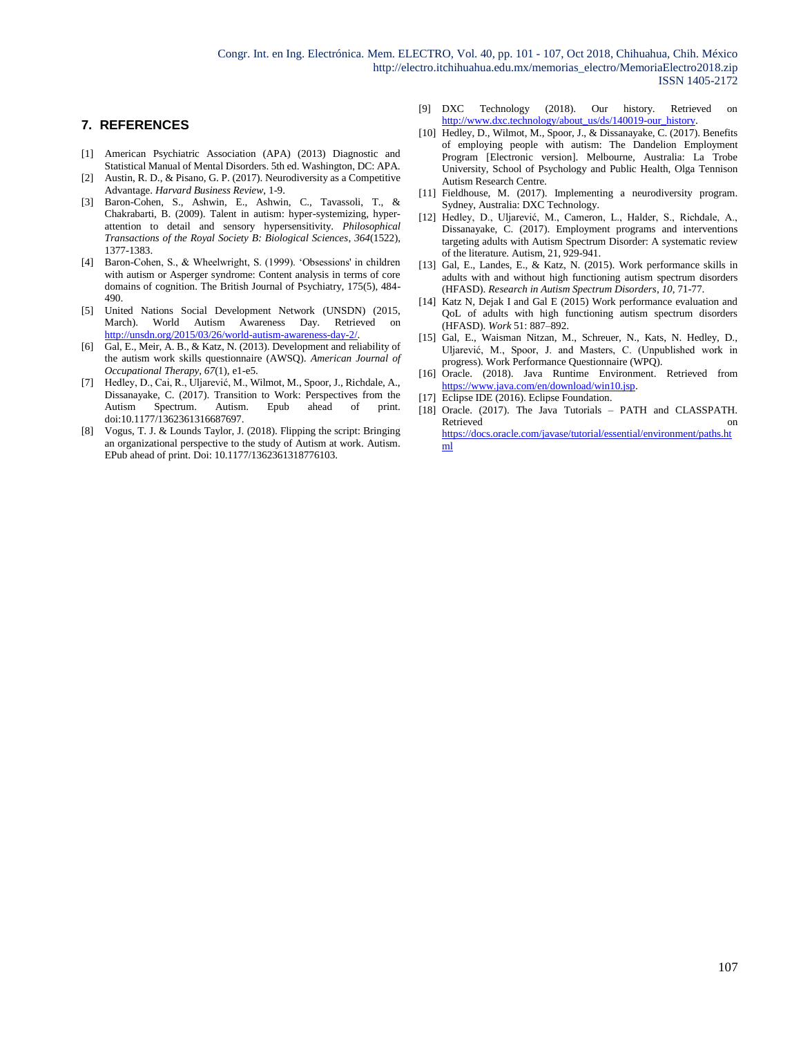## 7. REFERENCES

[1] American Psychiatric Association (APA) (2013) Diagnostic and Statistical Manual of Mental Disorders. 5th ed. Washington, DC: APA.

[2] Austin, R. D., & Pisano, G. P. (2017). Neurodiversity as a Competitive Advantage. *Harvard Business Review*, 1-9.

[3] Baron-Cohen, S., Ashwin, E., Ashwin, C., Tavassoli, T., & Chakrabarti, B. (2009). Talent in autism: hyper-systemizing, hyper-attention to detail and sensory hypersensitivity. *Philosophical Transactions of the Royal Society B: Biological Sciences*, *364*(1522), 1377-1383.

[4] Baron-Cohen, S., & Wheelwright, S. (1999). 'Obsessions' in children with autism or Asperger syndrome: Content analysis in terms of core domains of cognition. The British Journal of Psychiatry, 175(5), 484-490.

[5] United Nations Social Development Network (UNSDN) (2015, March). World Autism Awareness Day. Retrieved on http://unsdn.org/2015/03/26/world-autism-awareness-day-2/.

[6] Gal, E., Meir, A. B., & Katz, N. (2013). Development and reliability of the autism work skills questionnaire (AWSQ). *American Journal of Occupational Therapy*, *67*(1), e1-e5.

[7] Hedley, D., Cai, R., Uljarević, M., Wilmot, M., Spoor, J., Richdale, A., Dissanayake, C. (2017). Transition to Work: Perspectives from the Autism Spectrum. Autism. Epub ahead of print. doi:10.1177/1362361316687697.

[8] Vogus, T. J. & Lounds Taylor, J. (2018). Flipping the script: Bringing an organizational perspective to the study of Autism at work. Autism. EPub ahead of print. Doi: 10.1177/1362361318776103.

[9] DXC Technology (2018). Our history. Retrieved on http://www.dxc.technology/about_us/ds/140019-our_history.

[10] Hedley, D., Wilmot, M., Spoor, J., & Dissanayake, C. (2017). Benefits of employing people with autism: The Dandelion Employment Program [Electronic version]. Melbourne, Australia: La Trobe University, School of Psychology and Public Health, Olga Tennison Autism Research Centre.

[11] Fieldhouse, M. (2017). Implementing a neurodiversity program. Sydney, Australia: DXC Technology.

[12] Hedley, D., Uljarević, M., Cameron, L., Halder, S., Richdale, A., Dissanayake, C. (2017). Employment programs and interventions targeting adults with Autism Spectrum Disorder: A systematic review of the literature. Autism, 21, 929-941.

[13] Gal, E., Landes, E., & Katz, N. (2015). Work performance skills in adults with and without high functioning autism spectrum disorders (HFASD). *Research in Autism Spectrum Disorders*, *10*, 71-77.

[14] Katz N, Dejak I and Gal E (2015) Work performance evaluation and QoL of adults with high functioning autism spectrum disorders (HFASD). *Work* 51: 887–892.

[15] Gal, E., Waisman Nitzan, M., Schreuer, N., Kats, N. Hedley, D., Uljarević, M., Spoor, J. and Masters, C. (Unpublished work in progress). Work Performance Questionnaire (WPQ).

[16] Oracle. (2018). Java Runtime Environment. Retrieved from https://www.java.com/en/download/win10.jsp.

[17] Eclipse IDE (2016). Eclipse Foundation.

[18] Oracle. (2017). The Java Tutorials – PATH and CLASSPATH. Retrieved on https://docs.oracle.com/javase/tutorial/essential/environment/paths.html